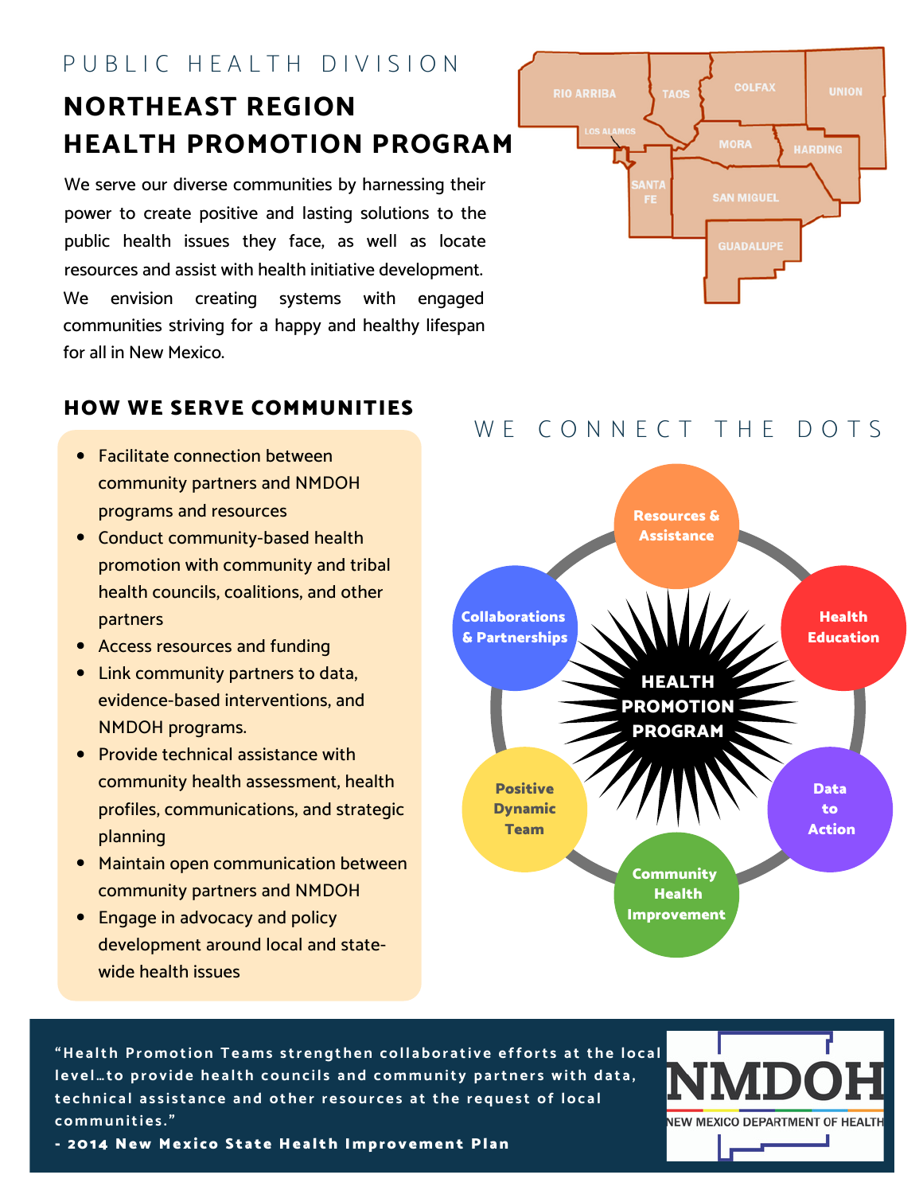PUBLIC HEALTH DIVISION

# NORTHEAST REGION HEALTH PROMOTION PROGRAM

We serve our diverse communities by harnessing their power to create positive and lasting solutions to the public health issues they face, as well as locate resources and assist with health initiative development. We envision creating systems with engaged communities striving for a happy and healthy lifespan for all in New Mexico.

RIO ARRIBA, TAOS, COLFAX, UNION, LOS ALAMOS, MORA, HARDING, SANTA FE, SAN MIGUEL, GUADALUPE

## HOW WE SERVE COMMUNITIES

- Facilitate connection between community partners and NMDOH programs and resources
- Conduct community-based health promotion with community and tribal health councils, coalitions, and other partners
- Access resources and funding
- Link community partners to data, evidence-based interventions, and NMDOH programs.
- Provide technical assistance with community health assessment, health profiles, communications, and strategic planning
- Maintain open communication between community partners and NMDOH
- Engage in advocacy and policy development around local and state-wide health issues

## WE CONNECT THE DOTS

**HEALTH PROMOTION PROGRAM**

- Resources & Assistance
- Health Education
- Data to Action
- Community Health Improvement
- Positive Dynamic Team
- Collaborations & Partnerships

"Health Promotion Teams strengthen collaborative efforts at the local level…to provide health councils and community partners with data, technical assistance and other resources at the request of local communities."

**- 2014 New Mexico State Health Improvement Plan**

NMDOH
NEW MEXICO DEPARTMENT OF HEALTH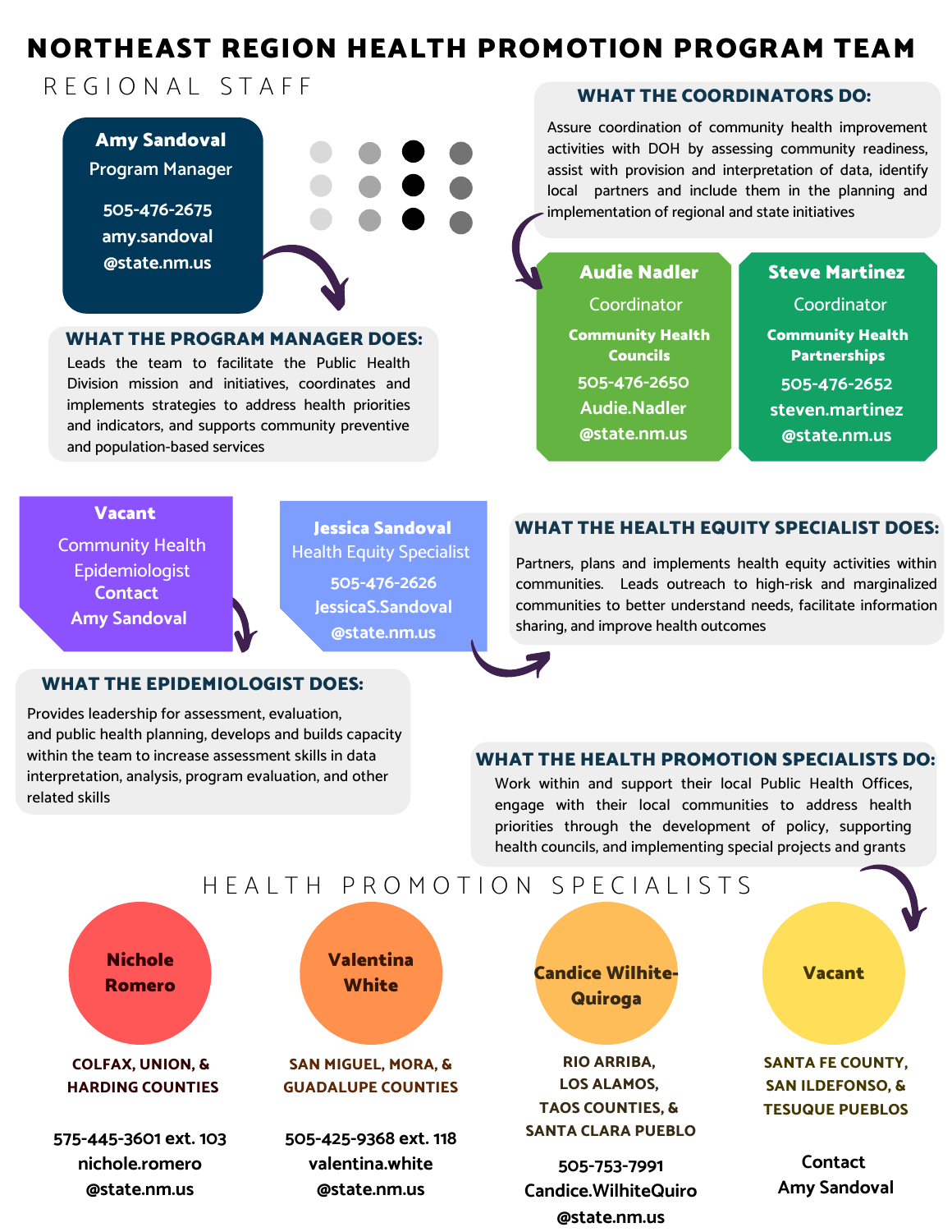# NORTHEAST REGION HEALTH PROMOTION PROGRAM TEAM

## REGIONAL STAFF

**Amy Sandoval**
Program Manager
505-476-2675
amy.sandoval@state.nm.us

### WHAT THE PROGRAM MANAGER DOES:

Leads the team to facilitate the Public Health Division mission and initiatives, coordinates and implements strategies to address health priorities and indicators, and supports community preventive and population-based services

### WHAT THE COORDINATORS DO:

Assure coordination of community health improvement activities with DOH by assessing community readiness, assist with provision and interpretation of data, identify local partners and include them in the planning and implementation of regional and state initiatives

**Audie Nadler**
Coordinator
**Community Health Councils**
505-476-2650
Audie.Nadler@state.nm.us

**Steve Martinez**
Coordinator
**Community Health Partnerships**
505-476-2652
steven.martinez@state.nm.us

**Vacant**
Community Health Epidemiologist
Contact
Amy Sandoval

### WHAT THE EPIDEMIOLOGIST DOES:

Provides leadership for assessment, evaluation, and public health planning, develops and builds capacity within the team to increase assessment skills in data interpretation, analysis, program evaluation, and other related skills

**Jessica Sandoval**
Health Equity Specialist
505-476-2626
JessicaS.Sandoval@state.nm.us

### WHAT THE HEALTH EQUITY SPECIALIST DOES:

Partners, plans and implements health equity activities within communities. Leads outreach to high-risk and marginalized communities to better understand needs, facilitate information sharing, and improve health outcomes

### WHAT THE HEALTH PROMOTION SPECIALISTS DO:

Work within and support their local Public Health Offices, engage with their local communities to address health priorities through the development of policy, supporting health councils, and implementing special projects and grants

## HEALTH PROMOTION SPECIALISTS

**Nichole Romero**
COLFAX, UNION, & HARDING COUNTIES
575-445-3601 ext. 103
nichole.romero@state.nm.us

**Valentina White**
SAN MIGUEL, MORA, & GUADALUPE COUNTIES
505-425-9368 ext. 118
valentina.white@state.nm.us

**Candice Wilhite-Quiroga**
RIO ARRIBA, LOS ALAMOS, TAOS COUNTIES, & SANTA CLARA PUEBLO
505-753-7991
Candice.WilhiteQuiro@state.nm.us

**Vacant**
SANTA FE COUNTY, SAN ILDEFONSO, & TESUQUE PUEBLOS
Contact
Amy Sandoval